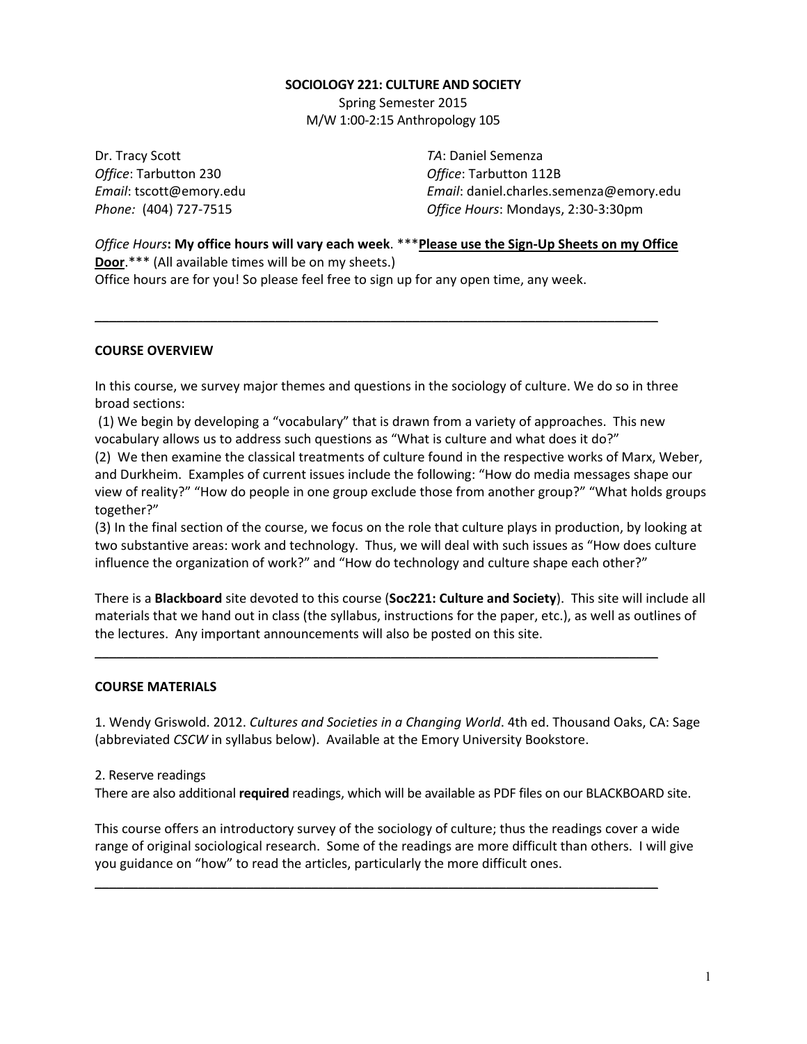**SOCIOLOGY 221: CULTURE AND SOCIETY**

Spring Semester 2015

M/W 1:00-2:15 Anthropology 105

Dr. Tracy Scott
*Office*: Tarbutton 230
*Email*: tscott@emory.edu
*Phone:* (404) 727-7515

*TA*: Daniel Semenza
*Office*: Tarbutton 112B
*Email*: daniel.charles.semenza@emory.edu
*Office Hours*: Mondays, 2:30-3:30pm

*Office Hours***: My office hours will vary each week**. *****Please use the Sign-Up Sheets on my Office Door**.*** (All available times will be on my sheets.)
Office hours are for you! So please feel free to sign up for any open time, any week.

---

**COURSE OVERVIEW**

In this course, we survey major themes and questions in the sociology of culture. We do so in three broad sections:

(1) We begin by developing a "vocabulary" that is drawn from a variety of approaches. This new vocabulary allows us to address such questions as "What is culture and what does it do?"

(2) We then examine the classical treatments of culture found in the respective works of Marx, Weber, and Durkheim. Examples of current issues include the following: "How do media messages shape our view of reality?" "How do people in one group exclude those from another group?" "What holds groups together?"

(3) In the final section of the course, we focus on the role that culture plays in production, by looking at two substantive areas: work and technology. Thus, we will deal with such issues as "How does culture influence the organization of work?" and "How do technology and culture shape each other?"

There is a **Blackboard** site devoted to this course (**Soc221: Culture and Society**). This site will include all materials that we hand out in class (the syllabus, instructions for the paper, etc.), as well as outlines of the lectures. Any important announcements will also be posted on this site.

---

**COURSE MATERIALS**

1. Wendy Griswold. 2012. *Cultures and Societies in a Changing World*. 4th ed. Thousand Oaks, CA: Sage (abbreviated *CSCW* in syllabus below). Available at the Emory University Bookstore.

2. Reserve readings
There are also additional **required** readings, which will be available as PDF files on our BLACKBOARD site.

This course offers an introductory survey of the sociology of culture; thus the readings cover a wide range of original sociological research. Some of the readings are more difficult than others. I will give you guidance on "how" to read the articles, particularly the more difficult ones.

---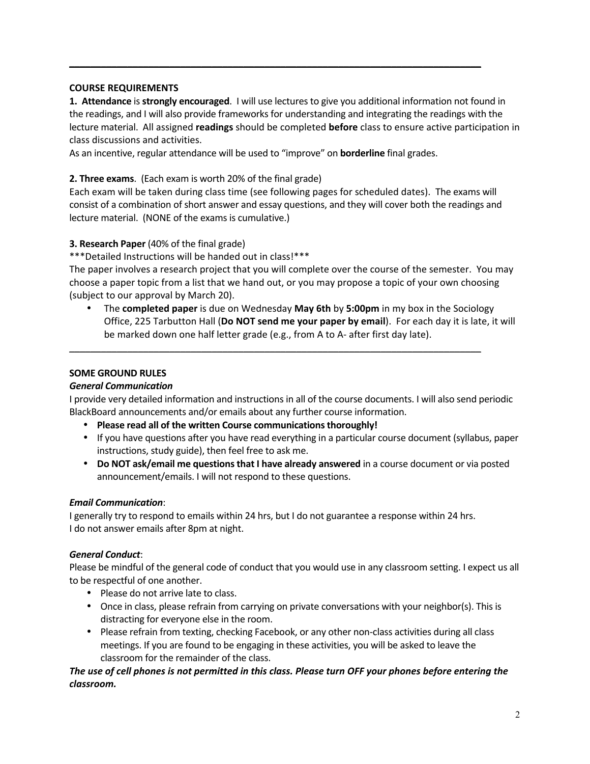---

## COURSE REQUIREMENTS

**1. Attendance** is **strongly encouraged**. I will use lectures to give you additional information not found in the readings, and I will also provide frameworks for understanding and integrating the readings with the lecture material. All assigned **readings** should be completed **before** class to ensure active participation in class discussions and activities.

As an incentive, regular attendance will be used to "improve" on **borderline** final grades.

**2. Three exams**. (Each exam is worth 20% of the final grade)

Each exam will be taken during class time (see following pages for scheduled dates). The exams will consist of a combination of short answer and essay questions, and they will cover both the readings and lecture material. (NONE of the exams is cumulative.)

**3. Research Paper** (40% of the final grade)

***Detailed Instructions will be handed out in class!***

The paper involves a research project that you will complete over the course of the semester. You may choose a paper topic from a list that we hand out, or you may propose a topic of your own choosing (subject to our approval by March 20).

- The **completed paper** is due on Wednesday **May 6th** by **5:00pm** in my box in the Sociology Office, 225 Tarbutton Hall (**Do NOT send me your paper by email**). For each day it is late, it will be marked down one half letter grade (e.g., from A to A- after first day late).

---

## SOME GROUND RULES

### *General Communication*

I provide very detailed information and instructions in all of the course documents. I will also send periodic BlackBoard announcements and/or emails about any further course information.

- **Please read all of the written Course communications thoroughly!**
- If you have questions after you have read everything in a particular course document (syllabus, paper instructions, study guide), then feel free to ask me.
- **Do NOT ask/email me questions that I have already answered** in a course document or via posted announcement/emails. I will not respond to these questions.

### *Email Communication*:

I generally try to respond to emails within 24 hrs, but I do not guarantee a response within 24 hrs.
I do not answer emails after 8pm at night.

### *General Conduct*:

Please be mindful of the general code of conduct that you would use in any classroom setting. I expect us all to be respectful of one another.

- Please do not arrive late to class.
- Once in class, please refrain from carrying on private conversations with your neighbor(s). This is distracting for everyone else in the room.
- Please refrain from texting, checking Facebook, or any other non-class activities during all class meetings. If you are found to be engaging in these activities, you will be asked to leave the classroom for the remainder of the class.

***The use of cell phones is not permitted in this class. Please turn OFF your phones before entering the classroom.***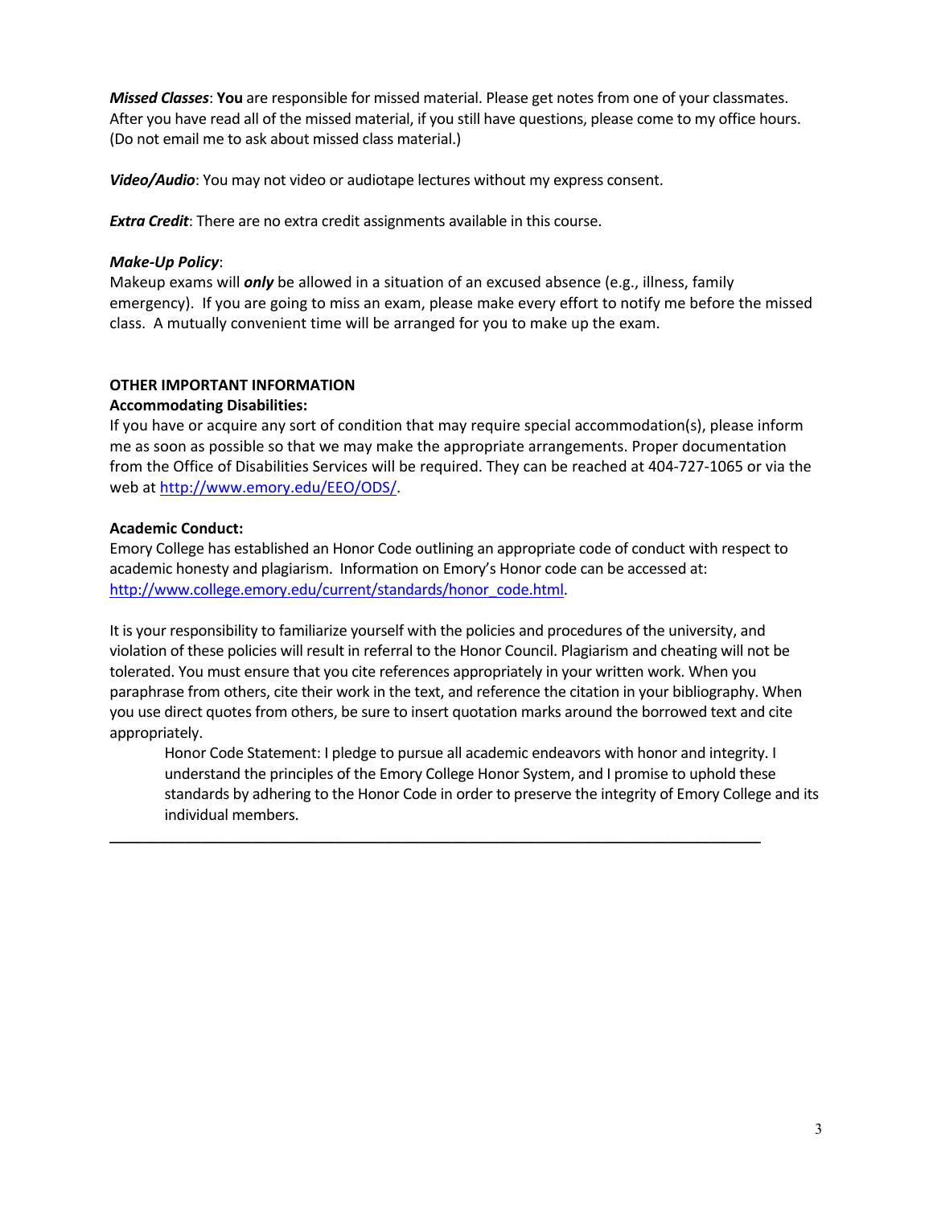***Missed Classes***: **You** are responsible for missed material. Please get notes from one of your classmates. After you have read all of the missed material, if you still have questions, please come to my office hours. (Do not email me to ask about missed class material.)

***Video/Audio***: You may not video or audiotape lectures without my express consent.

***Extra Credit***: There are no extra credit assignments available in this course.

***Make-Up Policy***:
Makeup exams will ***only*** be allowed in a situation of an excused absence (e.g., illness, family emergency). If you are going to miss an exam, please make every effort to notify me before the missed class. A mutually convenient time will be arranged for you to make up the exam.

**OTHER IMPORTANT INFORMATION**

**Accommodating Disabilities:**
If you have or acquire any sort of condition that may require special accommodation(s), please inform me as soon as possible so that we may make the appropriate arrangements. Proper documentation from the Office of Disabilities Services will be required. They can be reached at 404-727-1065 or via the web at [http://www.emory.edu/EEO/ODS/](http://www.emory.edu/EEO/ODS/).

**Academic Conduct:**
Emory College has established an Honor Code outlining an appropriate code of conduct with respect to academic honesty and plagiarism. Information on Emory's Honor code can be accessed at: [http://www.college.emory.edu/current/standards/honor_code.html](http://www.college.emory.edu/current/standards/honor_code.html).

It is your responsibility to familiarize yourself with the policies and procedures of the university, and violation of these policies will result in referral to the Honor Council. Plagiarism and cheating will not be tolerated. You must ensure that you cite references appropriately in your written work. When you paraphrase from others, cite their work in the text, and reference the citation in your bibliography. When you use direct quotes from others, be sure to insert quotation marks around the borrowed text and cite appropriately.

> Honor Code Statement: I pledge to pursue all academic endeavors with honor and integrity. I understand the principles of the Emory College Honor System, and I promise to uphold these standards by adhering to the Honor Code in order to preserve the integrity of Emory College and its individual members.

---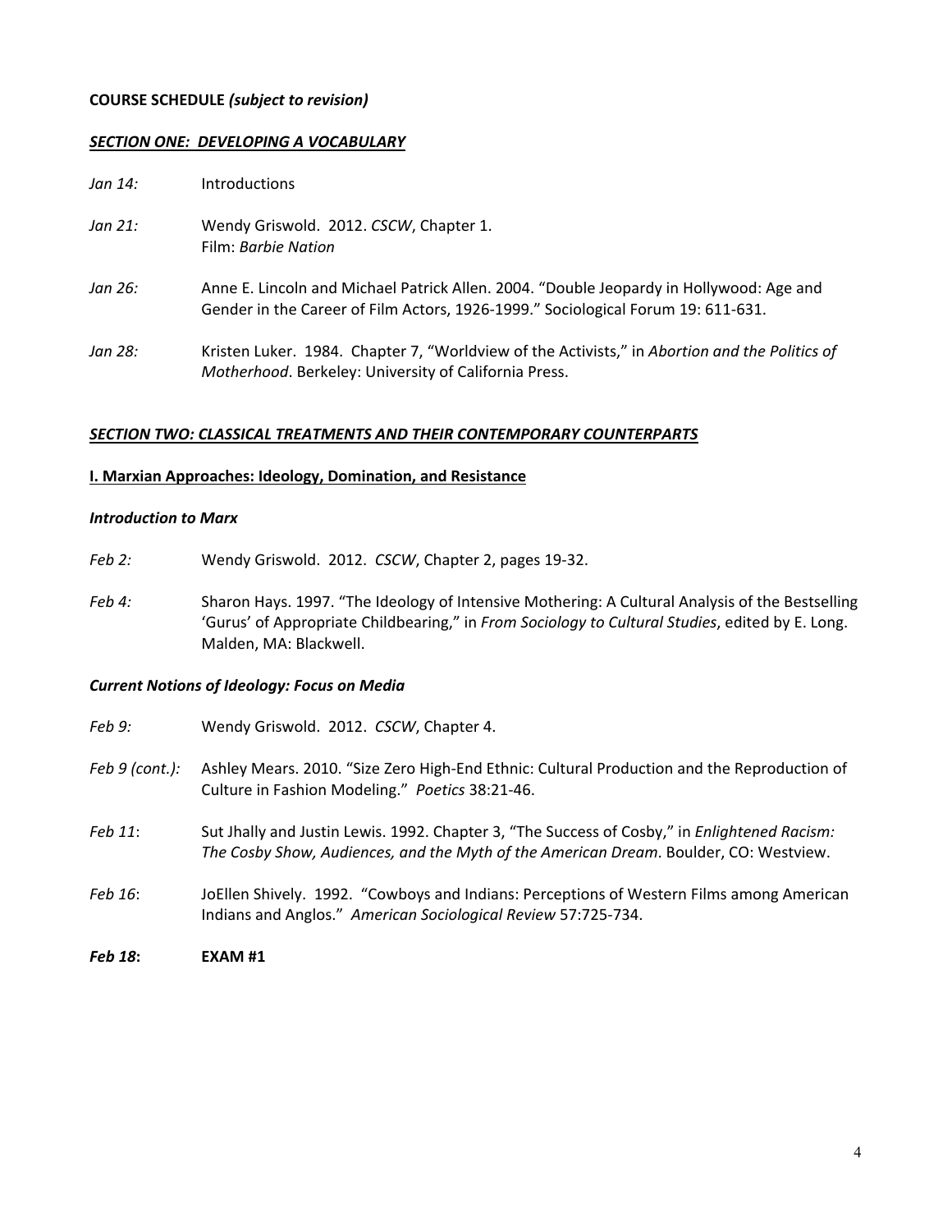**COURSE SCHEDULE** ***(subject to revision)***

***SECTION ONE: DEVELOPING A VOCABULARY***

*Jan 14:* Introductions

*Jan 21:* Wendy Griswold. 2012. *CSCW*, Chapter 1.
Film: *Barbie Nation*

*Jan 26:* Anne E. Lincoln and Michael Patrick Allen. 2004. "Double Jeopardy in Hollywood: Age and Gender in the Career of Film Actors, 1926-1999." Sociological Forum 19: 611-631.

*Jan 28:* Kristen Luker. 1984. Chapter 7, "Worldview of the Activists," in *Abortion and the Politics of Motherhood*. Berkeley: University of California Press.

***SECTION TWO: CLASSICAL TREATMENTS AND THEIR CONTEMPORARY COUNTERPARTS***

**I. Marxian Approaches: Ideology, Domination, and Resistance**

***Introduction to Marx***

*Feb 2:* Wendy Griswold. 2012. *CSCW*, Chapter 2, pages 19-32.

*Feb 4:* Sharon Hays. 1997. "The Ideology of Intensive Mothering: A Cultural Analysis of the Bestselling 'Gurus' of Appropriate Childbearing," in *From Sociology to Cultural Studies*, edited by E. Long. Malden, MA: Blackwell.

***Current Notions of Ideology: Focus on Media***

*Feb 9:* Wendy Griswold. 2012. *CSCW*, Chapter 4.

*Feb 9 (cont.):* Ashley Mears. 2010. "Size Zero High-End Ethnic: Cultural Production and the Reproduction of Culture in Fashion Modeling." *Poetics* 38:21-46.

*Feb 11*: Sut Jhally and Justin Lewis. 1992. Chapter 3, "The Success of Cosby," in *Enlightened Racism: The Cosby Show, Audiences, and the Myth of the American Dream*. Boulder, CO: Westview.

*Feb 16*: JoEllen Shively. 1992. "Cowboys and Indians: Perceptions of Western Films among American Indians and Anglos." *American Sociological Review* 57:725-734.

***Feb 18*: EXAM #1**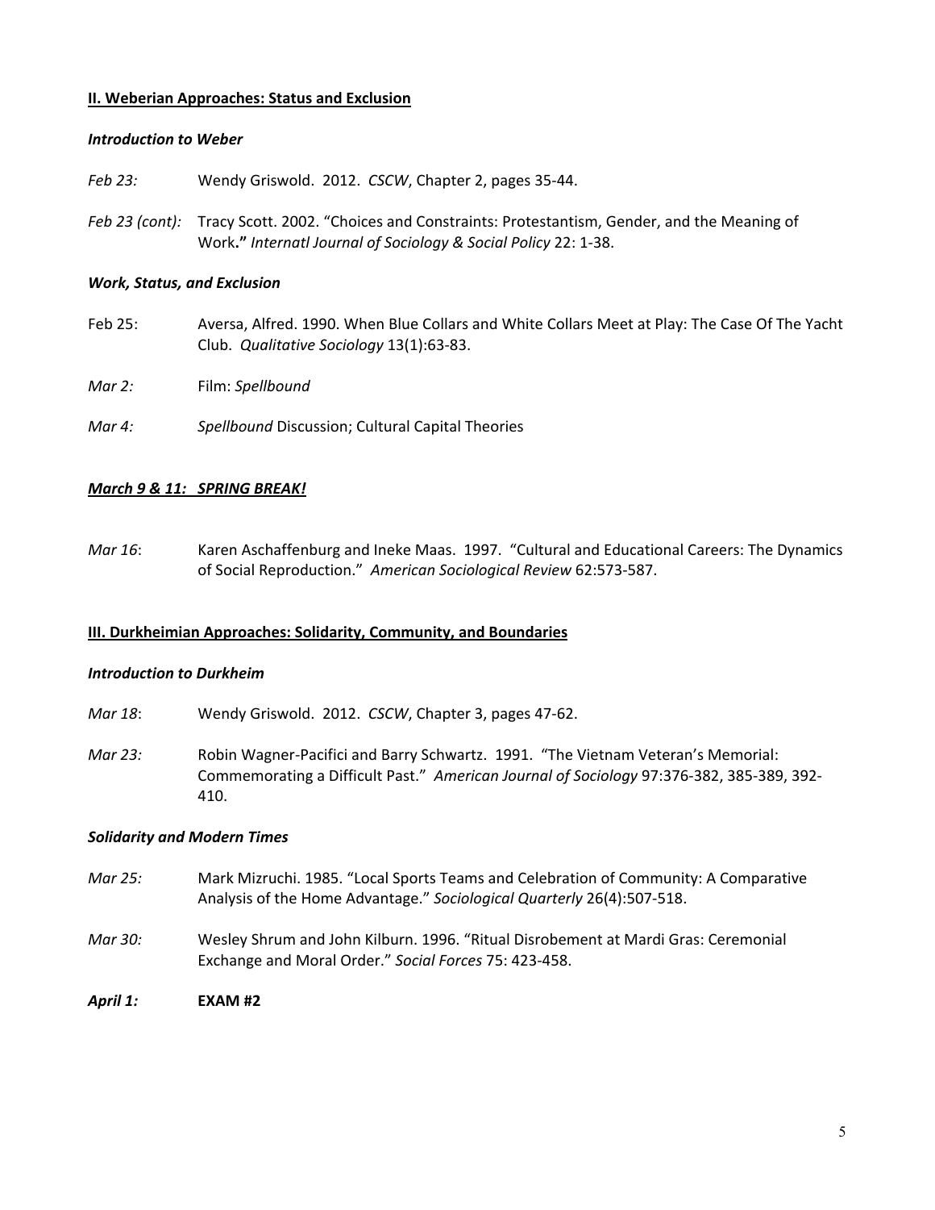## <u>II. Weberian Approaches: Status and Exclusion</u>

### *Introduction to Weber*

*Feb 23:* Wendy Griswold. 2012. *CSCW*, Chapter 2, pages 35-44.

*Feb 23 (cont):* Tracy Scott. 2002. "Choices and Constraints: Protestantism, Gender, and the Meaning of Work**."** *Internatl Journal of Sociology & Social Policy* 22: 1-38.

### *Work, Status, and Exclusion*

Feb 25: Aversa, Alfred. 1990. When Blue Collars and White Collars Meet at Play: The Case Of The Yacht Club. *Qualitative Sociology* 13(1):63-83.

*Mar 2:* Film: *Spellbound*

*Mar 4:* *Spellbound* Discussion; Cultural Capital Theories

***<u>March 9 & 11: SPRING BREAK!</u>***

*Mar 16*: Karen Aschaffenburg and Ineke Maas. 1997. "Cultural and Educational Careers: The Dynamics of Social Reproduction." *American Sociological Review* 62:573-587.

## <u>III. Durkheimian Approaches: Solidarity, Community, and Boundaries</u>

### *Introduction to Durkheim*

*Mar 18*: Wendy Griswold. 2012. *CSCW*, Chapter 3, pages 47-62.

*Mar 23:* Robin Wagner-Pacifici and Barry Schwartz. 1991. "The Vietnam Veteran's Memorial: Commemorating a Difficult Past." *American Journal of Sociology* 97:376-382, 385-389, 392-410.

### *Solidarity and Modern Times*

*Mar 25:* Mark Mizruchi. 1985. "Local Sports Teams and Celebration of Community: A Comparative Analysis of the Home Advantage." *Sociological Quarterly* 26(4):507-518.

*Mar 30:* Wesley Shrum and John Kilburn. 1996. "Ritual Disrobement at Mardi Gras: Ceremonial Exchange and Moral Order." *Social Forces* 75: 423-458.

***April 1:*** **EXAM #2**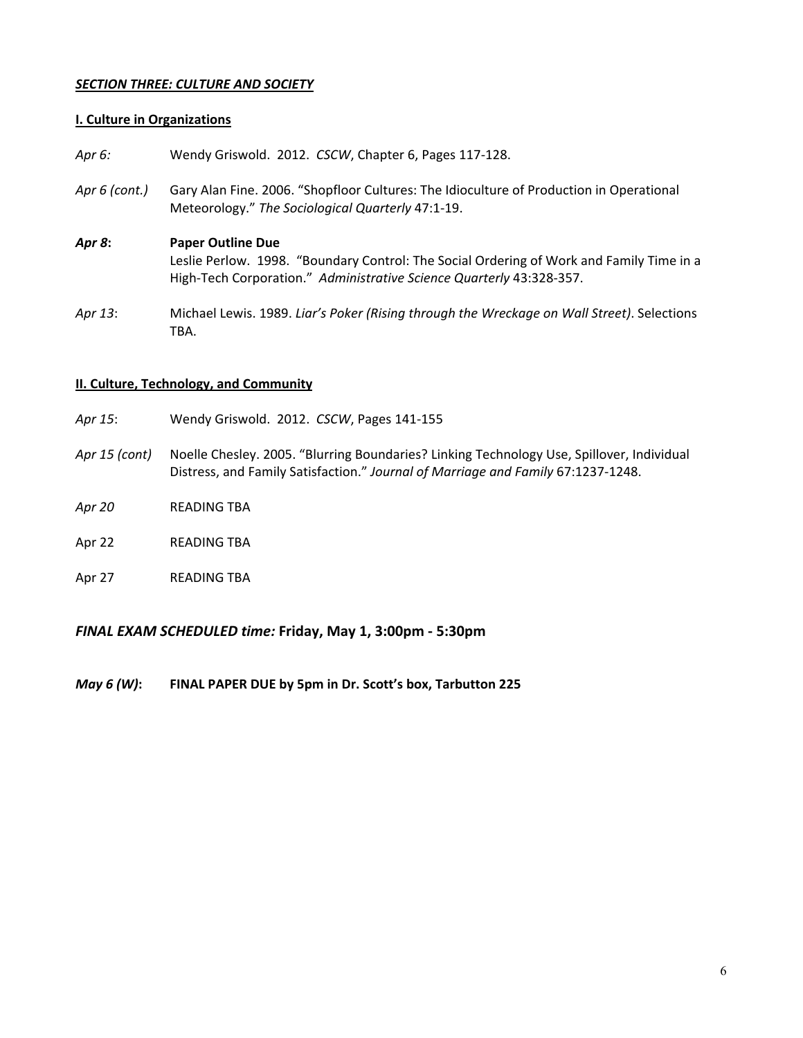***SECTION THREE: CULTURE AND SOCIETY***

**I. Culture in Organizations**

*Apr 6:* Wendy Griswold. 2012. *CSCW*, Chapter 6, Pages 117-128.

*Apr 6 (cont.)* Gary Alan Fine. 2006. "Shopfloor Cultures: The Idioculture of Production in Operational Meteorology." *The Sociological Quarterly* 47:1-19.

***Apr 8*****:** **Paper Outline Due**
Leslie Perlow. 1998. "Boundary Control: The Social Ordering of Work and Family Time in a High-Tech Corporation." *Administrative Science Quarterly* 43:328-357.

*Apr 13*: Michael Lewis. 1989. *Liar's Poker (Rising through the Wreckage on Wall Street)*. Selections TBA.

**II. Culture, Technology, and Community**

*Apr 15*: Wendy Griswold. 2012. *CSCW*, Pages 141-155

*Apr 15 (cont)* Noelle Chesley. 2005. "Blurring Boundaries? Linking Technology Use, Spillover, Individual Distress, and Family Satisfaction." *Journal of Marriage and Family* 67:1237-1248.

*Apr 20* READING TBA

Apr 22 READING TBA

Apr 27 READING TBA

***FINAL EXAM SCHEDULED time:*** **Friday, May 1, 3:00pm - 5:30pm**

***May 6 (W)*****: FINAL PAPER DUE by 5pm in Dr. Scott's box, Tarbutton 225**